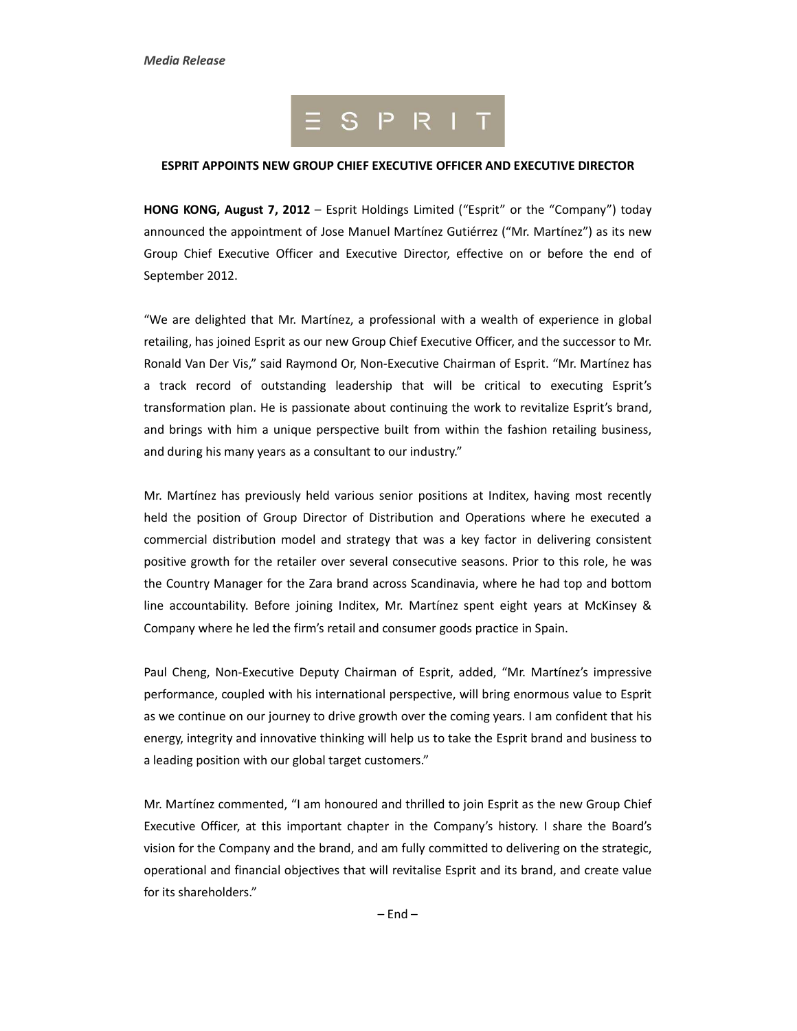*Media Release*

ESPRIT

## ESPRIT APPOINTS NEW GROUP CHIEF EXECUTIVE OFFICER AND EXECUTIVE DIRECTOR

**HONG KONG, August 7, 2012** – Esprit Holdings Limited ("Esprit" or the "Company") today announced the appointment of Jose Manuel Martínez Gutiérrez ("Mr. Martínez") as its new Group Chief Executive Officer and Executive Director, effective on or before the end of September 2012.

"We are delighted that Mr. Martínez, a professional with a wealth of experience in global retailing, has joined Esprit as our new Group Chief Executive Officer, and the successor to Mr. Ronald Van Der Vis," said Raymond Or, Non-Executive Chairman of Esprit. "Mr. Martínez has a track record of outstanding leadership that will be critical to executing Esprit's transformation plan. He is passionate about continuing the work to revitalize Esprit's brand, and brings with him a unique perspective built from within the fashion retailing business, and during his many years as a consultant to our industry."

Mr. Martínez has previously held various senior positions at Inditex, having most recently held the position of Group Director of Distribution and Operations where he executed a commercial distribution model and strategy that was a key factor in delivering consistent positive growth for the retailer over several consecutive seasons. Prior to this role, he was the Country Manager for the Zara brand across Scandinavia, where he had top and bottom line accountability. Before joining Inditex, Mr. Martínez spent eight years at McKinsey & Company where he led the firm's retail and consumer goods practice in Spain.

Paul Cheng, Non-Executive Deputy Chairman of Esprit, added, "Mr. Martínez's impressive performance, coupled with his international perspective, will bring enormous value to Esprit as we continue on our journey to drive growth over the coming years. I am confident that his energy, integrity and innovative thinking will help us to take the Esprit brand and business to a leading position with our global target customers."

Mr. Martínez commented, "I am honoured and thrilled to join Esprit as the new Group Chief Executive Officer, at this important chapter in the Company's history. I share the Board's vision for the Company and the brand, and am fully committed to delivering on the strategic, operational and financial objectives that will revitalise Esprit and its brand, and create value for its shareholders."

– End –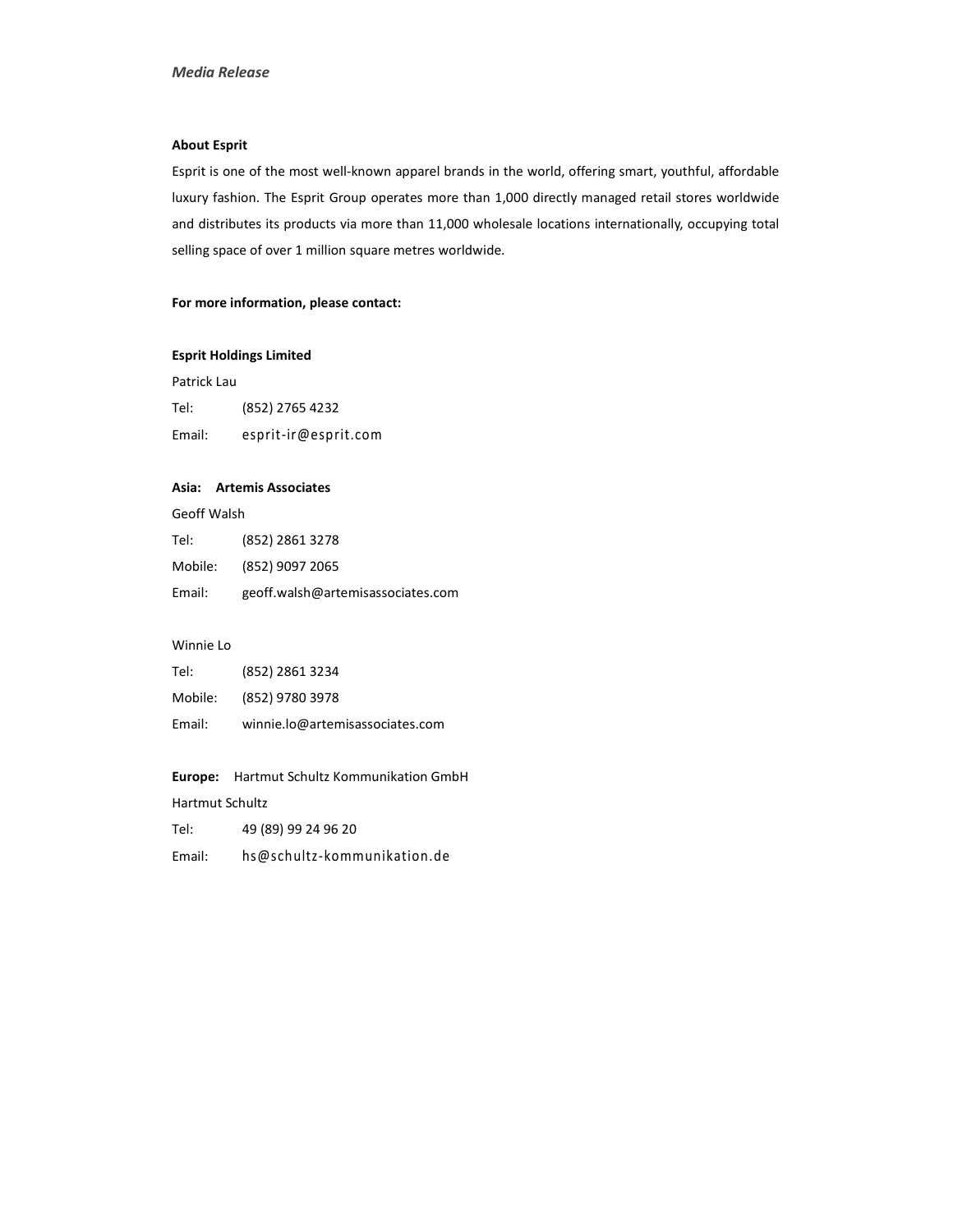*Media Release*

**About Esprit**

Esprit is one of the most well-known apparel brands in the world, offering smart, youthful, affordable luxury fashion. The Esprit Group operates more than 1,000 directly managed retail stores worldwide and distributes its products via more than 11,000 wholesale locations internationally, occupying total selling space of over 1 million square metres worldwide.

**For more information, please contact:**

**Esprit Holdings Limited**

Patrick Lau

Tel: (852) 2765 4232

Email: esprit-ir@esprit.com

**Asia: Artemis Associates**

Geoff Walsh

Tel: (852) 2861 3278

Mobile: (852) 9097 2065

Email: geoff.walsh@artemisassociates.com

Winnie Lo

Tel: (852) 2861 3234

Mobile: (852) 9780 3978

Email: winnie.lo@artemisassociates.com

**Europe:** Hartmut Schultz Kommunikation GmbH

Hartmut Schultz

Tel: 49 (89) 99 24 96 20

Email: hs@schultz-kommunikation.de